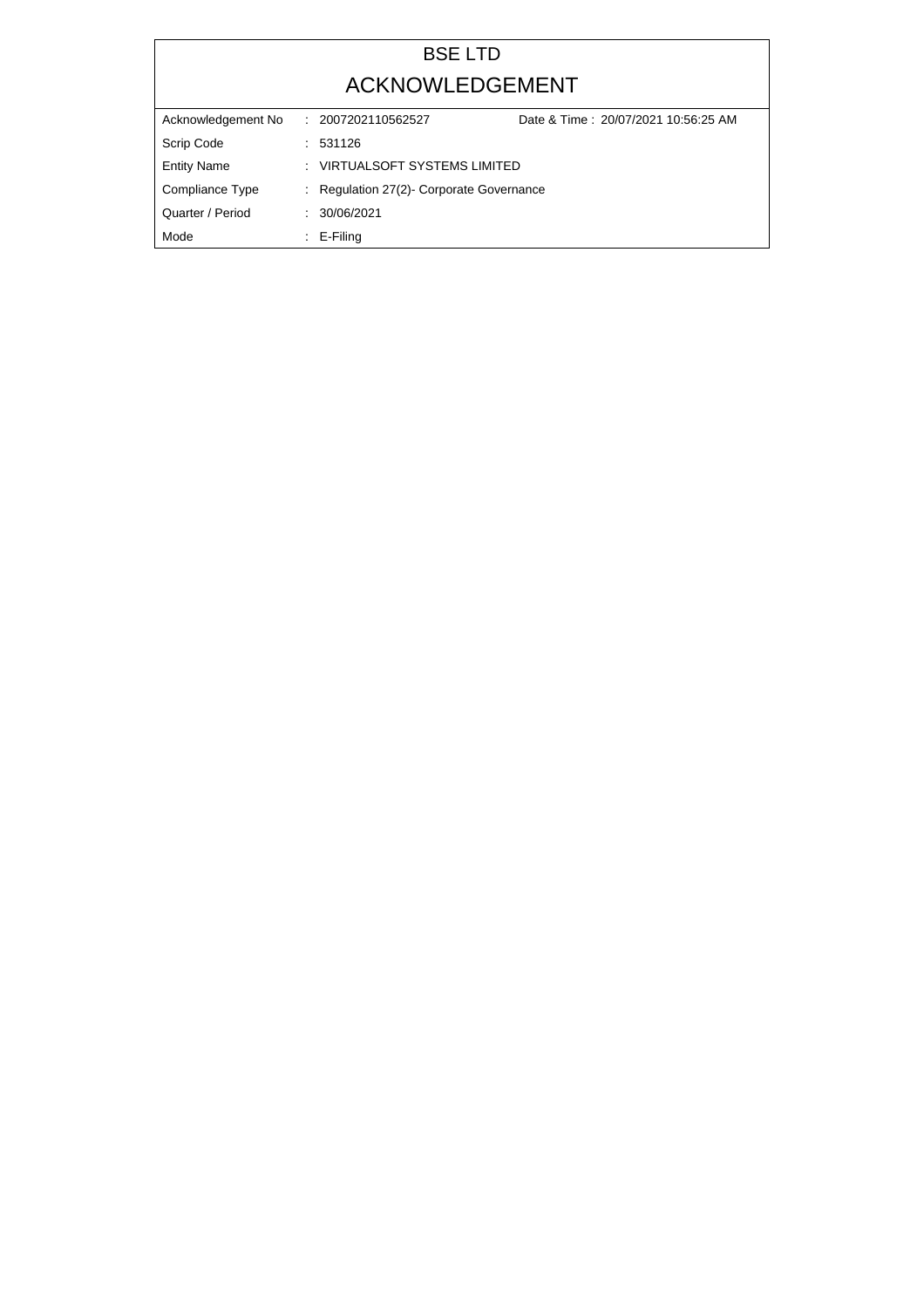# BSE LTD

## ACKNOWLEDGEMENT

| | | |
|---|---|---|
| Acknowledgement No | : 2007202110562527 | Date & Time : 20/07/2021 10:56:25 AM |
| Scrip Code | : 531126 | |
| Entity Name | : VIRTUALSOFT SYSTEMS LIMITED | |
| Compliance Type | : Regulation 27(2)- Corporate Governance | |
| Quarter / Period | : 30/06/2021 | |
| Mode | : E-Filing | |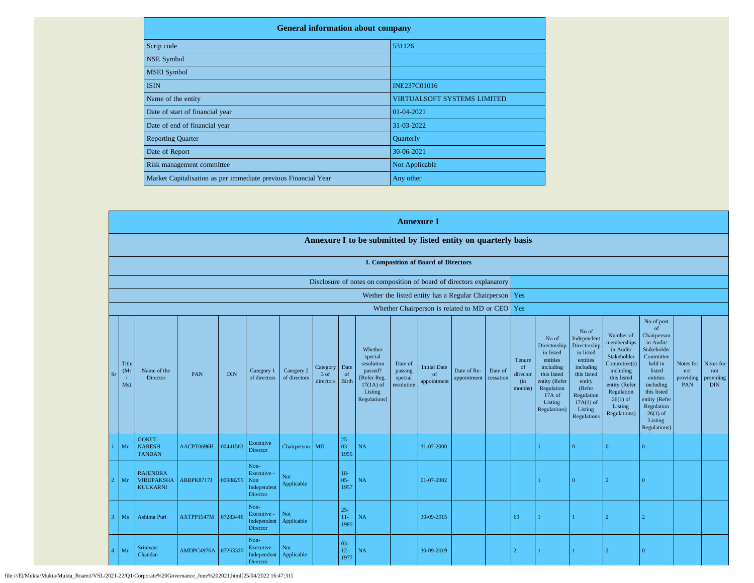| General information about company | |
|---|---|
| Scrip code | 531126 |
| NSE Symbol | |
| MSEI Symbol | |
| ISIN | INE237C01016 |
| Name of the entity | VIRTUALSOFT SYSTEMS LIMITED |
| Date of start of financial year | 01-04-2021 |
| Date of end of financial year | 31-03-2022 |
| Reporting Quarter | Quarterly |
| Date of Report | 30-06-2021 |
| Risk management committee | Not Applicable |
| Market Capitalisation as per immediate previous Financial Year | Any other |

## Annexure I

### Annexure I to be submitted by listed entity on quarterly basis

#### I. Composition of Board of Directors

| | |
|---|---|
| Disclosure of notes on composition of board of directors explanatory | |
| Wether the listed entity has a Regular Chairperson | Yes |
| Whether Chairperson is related to MD or CEO | Yes |

| Sr | Title (Mr / Ms) | Name of the Director | PAN | DIN | Category 1 of directors | Category 2 of directors | Category 3 of directors | Date of Birth | Whether special resolution passed? [Refer Reg. 17(1A) of Listing Regulations] | Date of passing special resolution | Initial Date of appointment | Date of Re-appointment | Date of cessation | Tenure of director (in months) | No of Directorship in listed entities including this listed entity (Refer Regulation 17A of Listing Regulations) | No of Independent Directorship in listed entities including this listed entity (Refer Regulation 17A(1) of Listing Regulations | Number of memberships in Audit/ Stakeholder Committee(s) including this listed entity (Refer Regulation 26(1) of Listing Regulations) | No of post of Chairperson in Audit/ Stakeholder Committee held in listed entities including this listed entity (Refer Regulation 26(1) of Listing Regulations) | Notes for not providing PAN | Notes for not providing DIN |
|---|---|---|---|---|---|---|---|---|---|---|---|---|---|---|---|---|---|---|---|---|
| 1 | Mr | GOKUL NARESH TANDAN | AACPT0696H | 00441563 | Executive Director | Chairperson | MD | 25-03-1955 | NA | | 31-07-2000 | | | | 1 | 0 | 0 | 0 | | |
| 2 | Mr | RAJENDRA VIRUPAKSHA KULKARNI | ABBPK8717J | 00988255 | Non-Executive - Non Independent Director | Not Applicable | | 18-05-1957 | NA | | 01-07-2002 | | | | 1 | 0 | 2 | 0 | | |
| 3 | Ms | Ashima Puri | AXTPP1547M | 07283446 | Non-Executive - Independent Director | Not Applicable | | 25-11-1985 | NA | | 30-09-2015 | | | 69 | 1 | 1 | 2 | 2 | | |
| 4 | Mr | Sriniwas Chandan | AMDPC4976A | 07263320 | Non-Executive - Independent Director | Not Applicable | | 03-12-1977 | NA | | 30-09-2019 | | | 21 | 1 | 1 | 2 | 0 | | |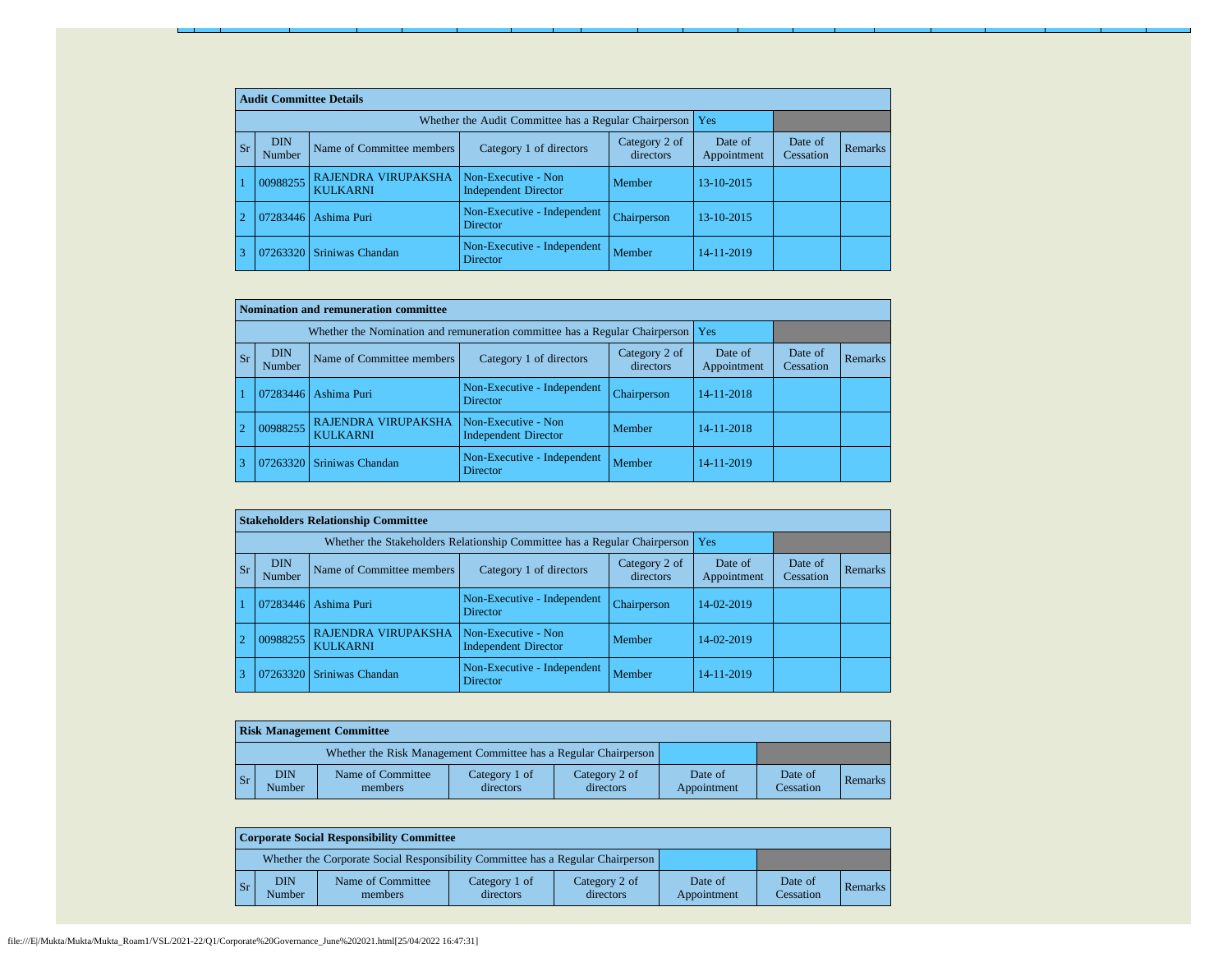| Audit Committee Details | | | | | | | |
|---|---|---|---|---|---|---|---|
| Whether the Audit Committee has a Regular Chairperson | | | | | Yes | | |
| Sr | DIN Number | Name of Committee members | Category 1 of directors | Category 2 of directors | Date of Appointment | Date of Cessation | Remarks |
| 1 | 00988255 | RAJENDRA VIRUPAKSHA KULKARNI | Non-Executive - Non Independent Director | Member | 13-10-2015 | | |
| 2 | 07283446 | Ashima Puri | Non-Executive - Independent Director | Chairperson | 13-10-2015 | | |
| 3 | 07263320 | Sriniwas Chandan | Non-Executive - Independent Director | Member | 14-11-2019 | | |

| Nomination and remuneration committee | | | | | | | |
|---|---|---|---|---|---|---|---|
| Whether the Nomination and remuneration committee has a Regular Chairperson | | | | | Yes | | |
| Sr | DIN Number | Name of Committee members | Category 1 of directors | Category 2 of directors | Date of Appointment | Date of Cessation | Remarks |
| 1 | 07283446 | Ashima Puri | Non-Executive - Independent Director | Chairperson | 14-11-2018 | | |
| 2 | 00988255 | RAJENDRA VIRUPAKSHA KULKARNI | Non-Executive - Non Independent Director | Member | 14-11-2018 | | |
| 3 | 07263320 | Sriniwas Chandan | Non-Executive - Independent Director | Member | 14-11-2019 | | |

| Stakeholders Relationship Committee | | | | | | | |
|---|---|---|---|---|---|---|---|
| Whether the Stakeholders Relationship Committee has a Regular Chairperson | | | | | Yes | | |
| Sr | DIN Number | Name of Committee members | Category 1 of directors | Category 2 of directors | Date of Appointment | Date of Cessation | Remarks |
| 1 | 07283446 | Ashima Puri | Non-Executive - Independent Director | Chairperson | 14-02-2019 | | |
| 2 | 00988255 | RAJENDRA VIRUPAKSHA KULKARNI | Non-Executive - Non Independent Director | Member | 14-02-2019 | | |
| 3 | 07263320 | Sriniwas Chandan | Non-Executive - Independent Director | Member | 14-11-2019 | | |

| Risk Management Committee | | | | | | | |
|---|---|---|---|---|---|---|---|
| Whether the Risk Management Committee has a Regular Chairperson | | | | | | | |
| Sr | DIN Number | Name of Committee members | Category 1 of directors | Category 2 of directors | Date of Appointment | Date of Cessation | Remarks |

| Corporate Social Responsibility Committee | | | | | | | |
|---|---|---|---|---|---|---|---|
| Whether the Corporate Social Responsibility Committee has a Regular Chairperson | | | | | | | |
| Sr | DIN Number | Name of Committee members | Category 1 of directors | Category 2 of directors | Date of Appointment | Date of Cessation | Remarks |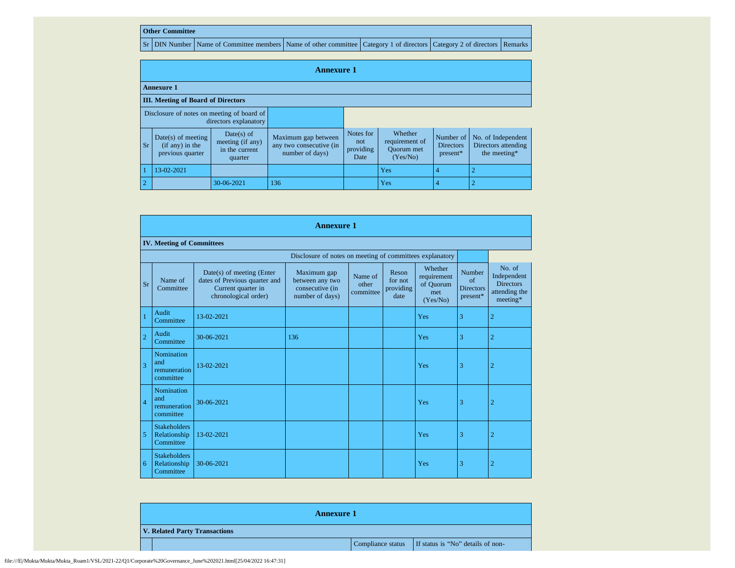| Other Committee | | | | | | |
|---|---|---|---|---|---|---|
| Sr | DIN Number | Name of Committee members | Name of other committee | Category 1 of directors | Category 2 of directors | Remarks |

## Annexure 1

**Annexure 1**

**III. Meeting of Board of Directors**

| Disclosure of notes on meeting of board of directors explanatory | | | | | | | |
|---|---|---|---|---|---|---|---|
| Sr | Date(s) of meeting (if any) in the previous quarter | Date(s) of meeting (if any) in the current quarter | Maximum gap between any two consecutive (in number of days) | Notes for not providing Date | Whether requirement of Quorum met (Yes/No) | Number of Directors present* | No. of Independent Directors attending the meeting* |
| 1 | 13-02-2021 | | | | Yes | 4 | 2 |
| 2 | | 30-06-2021 | 136 | | Yes | 4 | 2 |

## Annexure 1

**IV. Meeting of Committees**

| Disclosure of notes on meeting of committees explanatory | | | | | | | | |
|---|---|---|---|---|---|---|---|---|
| Sr | Name of Committee | Date(s) of meeting (Enter dates of Previous quarter and Current quarter in chronological order) | Maximum gap between any two consecutive (in number of days) | Name of other committee | Reson for not providing date | Whether requirement of Quorum met (Yes/No) | Number of Directors present* | No. of Independent Directors attending the meeting* |
| 1 | Audit Committee | 13-02-2021 | | | | Yes | 3 | 2 |
| 2 | Audit Committee | 30-06-2021 | 136 | | | Yes | 3 | 2 |
| 3 | Nomination and remuneration committee | 13-02-2021 | | | | Yes | 3 | 2 |
| 4 | Nomination and remuneration committee | 30-06-2021 | | | | Yes | 3 | 2 |
| 5 | Stakeholders Relationship Committee | 13-02-2021 | | | | Yes | 3 | 2 |
| 6 | Stakeholders Relationship Committee | 30-06-2021 | | | | Yes | 3 | 2 |

## Annexure 1

**V. Related Party Transactions**

| | | Compliance status | If status is "No" details of non- |
|---|---|---|---|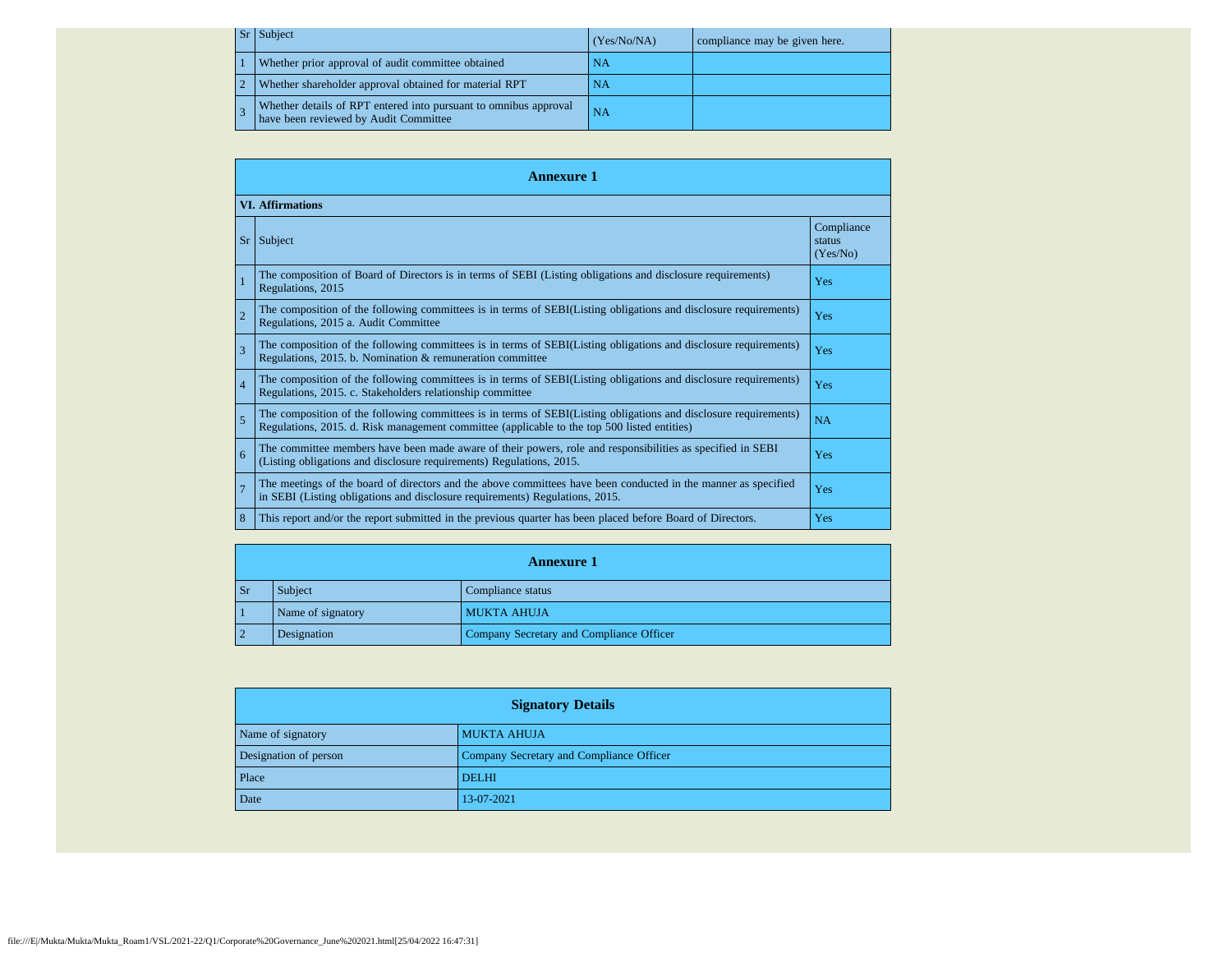| Sr | Subject | (Yes/No/NA) | compliance may be given here. |
|---|---|---|---|
| 1 | Whether prior approval of audit committee obtained | NA | |
| 2 | Whether shareholder approval obtained for material RPT | NA | |
| 3 | Whether details of RPT entered into pursuant to omnibus approval have been reviewed by Audit Committee | NA | |

**Annexure 1**

**VI. Affirmations**

| Sr | Subject | Compliance status (Yes/No) |
|---|---|---|
| 1 | The composition of Board of Directors is in terms of SEBI (Listing obligations and disclosure requirements) Regulations, 2015 | Yes |
| 2 | The composition of the following committees is in terms of SEBI(Listing obligations and disclosure requirements) Regulations, 2015 a. Audit Committee | Yes |
| 3 | The composition of the following committees is in terms of SEBI(Listing obligations and disclosure requirements) Regulations, 2015. b. Nomination & remuneration committee | Yes |
| 4 | The composition of the following committees is in terms of SEBI(Listing obligations and disclosure requirements) Regulations, 2015. c. Stakeholders relationship committee | Yes |
| 5 | The composition of the following committees is in terms of SEBI(Listing obligations and disclosure requirements) Regulations, 2015. d. Risk management committee (applicable to the top 500 listed entities) | NA |
| 6 | The committee members have been made aware of their powers, role and responsibilities as specified in SEBI (Listing obligations and disclosure requirements) Regulations, 2015. | Yes |
| 7 | The meetings of the board of directors and the above committees have been conducted in the manner as specified in SEBI (Listing obligations and disclosure requirements) Regulations, 2015. | Yes |
| 8 | This report and/or the report submitted in the previous quarter has been placed before Board of Directors. | Yes |

**Annexure 1**

| Sr | Subject | Compliance status |
|---|---|---|
| 1 | Name of signatory | MUKTA AHUJA |
| 2 | Designation | Company Secretary and Compliance Officer |

**Signatory Details**

| | |
|---|---|
| Name of signatory | MUKTA AHUJA |
| Designation of person | Company Secretary and Compliance Officer |
| Place | DELHI |
| Date | 13-07-2021 |